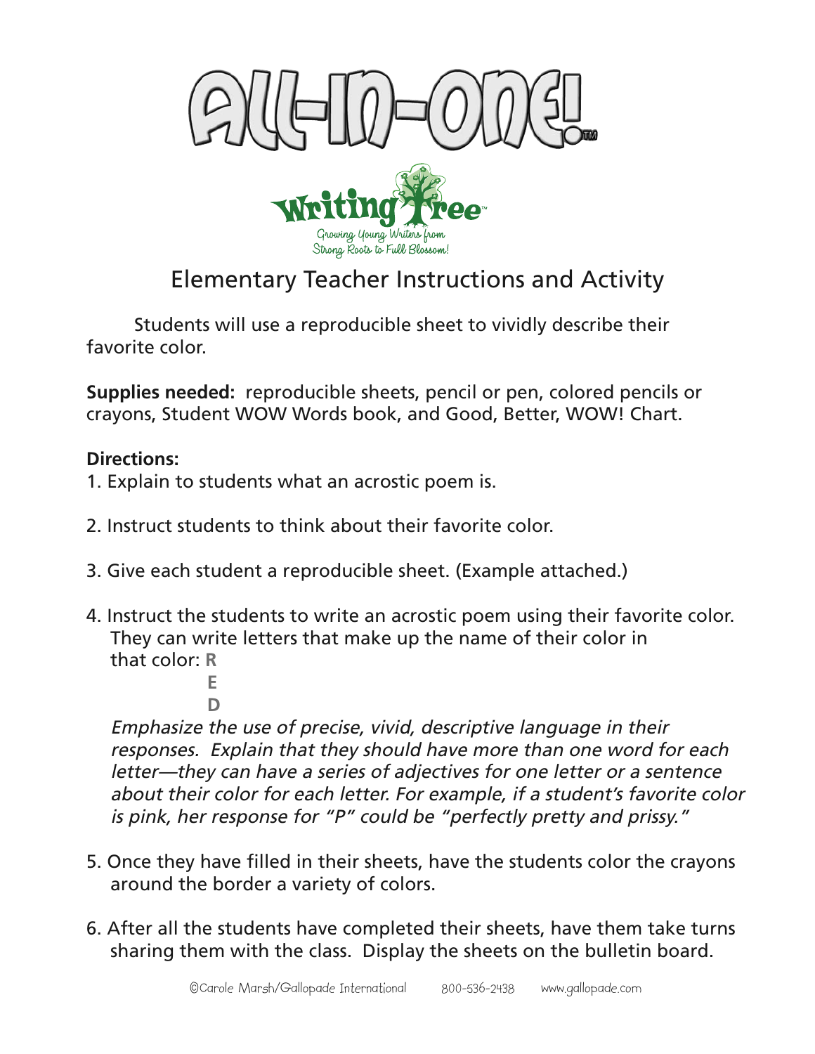# ALL-IN-ONE!™

**Writing Tree™**

Growing Young Writers from Strong Roots to Full Blossom!

## Elementary Teacher Instructions and Activity

Students will use a reproducible sheet to vividly describe their favorite color.

**Supplies needed:** reproducible sheets, pencil or pen, colored pencils or crayons, Student WOW Words book, and Good, Better, WOW! Chart.

**Directions:**

1. Explain to students what an acrostic poem is.
2. Instruct students to think about their favorite color.
3. Give each student a reproducible sheet. (Example attached.)
4. Instruct the students to write an acrostic poem using their favorite color. They can write letters that make up the name of their color in that color: **R**
   **E**
   **D**
   *Emphasize the use of precise, vivid, descriptive language in their responses. Explain that they should have more than one word for each letter—they can have a series of adjectives for one letter or a sentence about their color for each letter. For example, if a student's favorite color is pink, her response for "P" could be "perfectly pretty and prissy."*
5. Once they have filled in their sheets, have the students color the crayons around the border a variety of colors.
6. After all the students have completed their sheets, have them take turns sharing them with the class. Display the sheets on the bulletin board.

©Carole Marsh/Gallopade International 800-536-2438 www.gallopade.com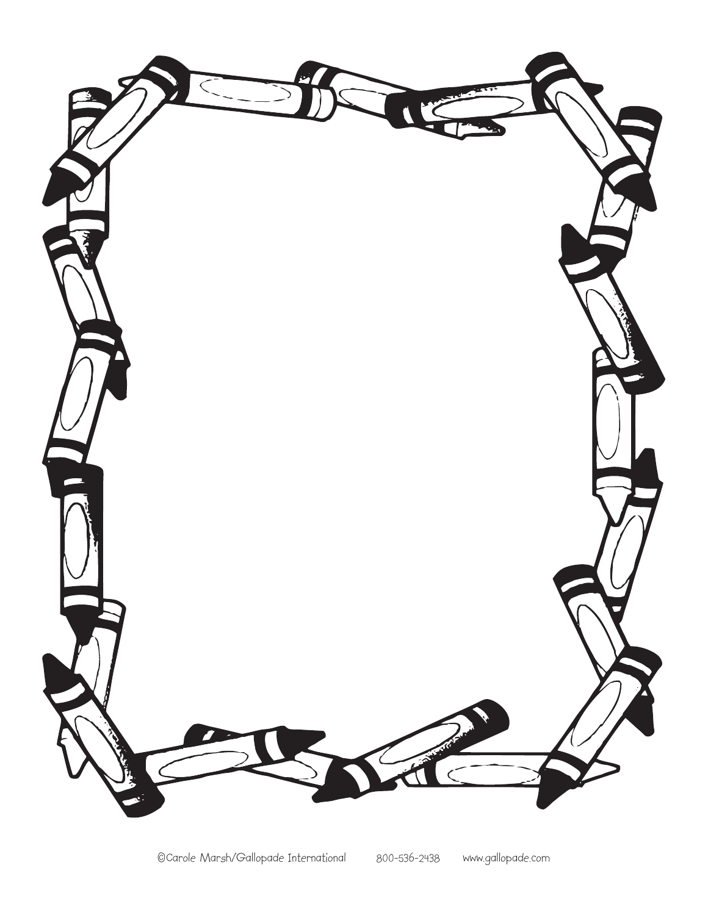©Carole Marsh/Gallopade International 800-536-2438 www.gallopade.com